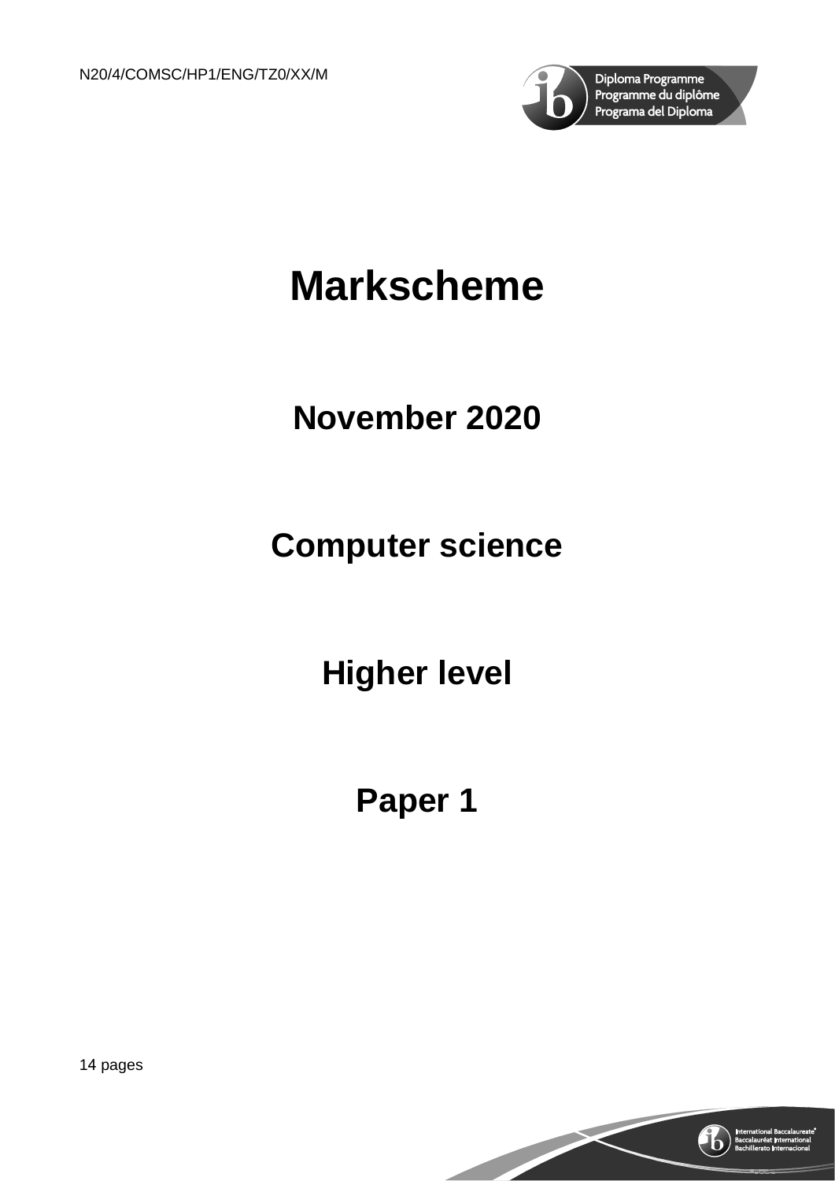N20/4/COMSC/HP1/ENG/TZ0/XX/M

Diploma Programme
Programme du diplôme
Programa del Diploma

# Markscheme

## November 2020

## Computer science

## Higher level

## Paper 1

14 pages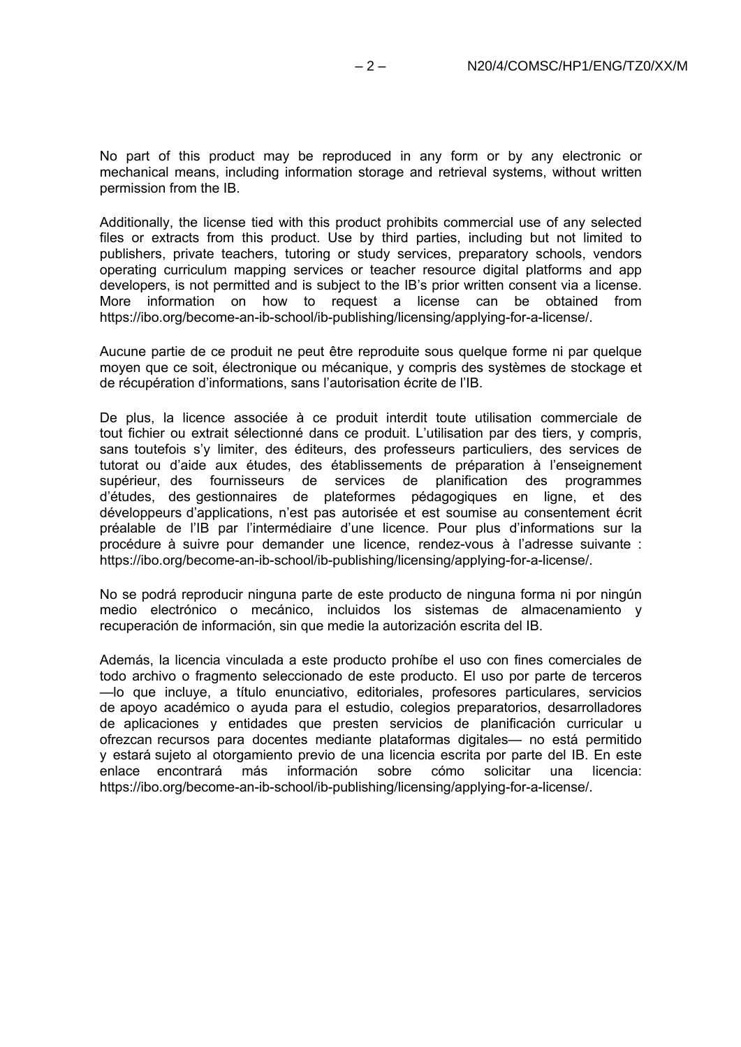No part of this product may be reproduced in any form or by any electronic or mechanical means, including information storage and retrieval systems, without written permission from the IB.

Additionally, the license tied with this product prohibits commercial use of any selected files or extracts from this product. Use by third parties, including but not limited to publishers, private teachers, tutoring or study services, preparatory schools, vendors operating curriculum mapping services or teacher resource digital platforms and app developers, is not permitted and is subject to the IB's prior written consent via a license. More information on how to request a license can be obtained from https://ibo.org/become-an-ib-school/ib-publishing/licensing/applying-for-a-license/.

Aucune partie de ce produit ne peut être reproduite sous quelque forme ni par quelque moyen que ce soit, électronique ou mécanique, y compris des systèmes de stockage et de récupération d'informations, sans l'autorisation écrite de l'IB.

De plus, la licence associée à ce produit interdit toute utilisation commerciale de tout fichier ou extrait sélectionné dans ce produit. L'utilisation par des tiers, y compris, sans toutefois s'y limiter, des éditeurs, des professeurs particuliers, des services de tutorat ou d'aide aux études, des établissements de préparation à l'enseignement supérieur, des fournisseurs de services de planification des programmes d'études, des gestionnaires de plateformes pédagogiques en ligne, et des développeurs d'applications, n'est pas autorisée et est soumise au consentement écrit préalable de l'IB par l'intermédiaire d'une licence. Pour plus d'informations sur la procédure à suivre pour demander une licence, rendez-vous à l'adresse suivante : https://ibo.org/become-an-ib-school/ib-publishing/licensing/applying-for-a-license/.

No se podrá reproducir ninguna parte de este producto de ninguna forma ni por ningún medio electrónico o mecánico, incluidos los sistemas de almacenamiento y recuperación de información, sin que medie la autorización escrita del IB.

Además, la licencia vinculada a este producto prohíbe el uso con fines comerciales de todo archivo o fragmento seleccionado de este producto. El uso por parte de terceros —lo que incluye, a título enunciativo, editoriales, profesores particulares, servicios de apoyo académico o ayuda para el estudio, colegios preparatorios, desarrolladores de aplicaciones y entidades que presten servicios de planificación curricular u ofrezcan recursos para docentes mediante plataformas digitales— no está permitido y estará sujeto al otorgamiento previo de una licencia escrita por parte del IB. En este enlace encontrará más información sobre cómo solicitar una licencia: https://ibo.org/become-an-ib-school/ib-publishing/licensing/applying-for-a-license/.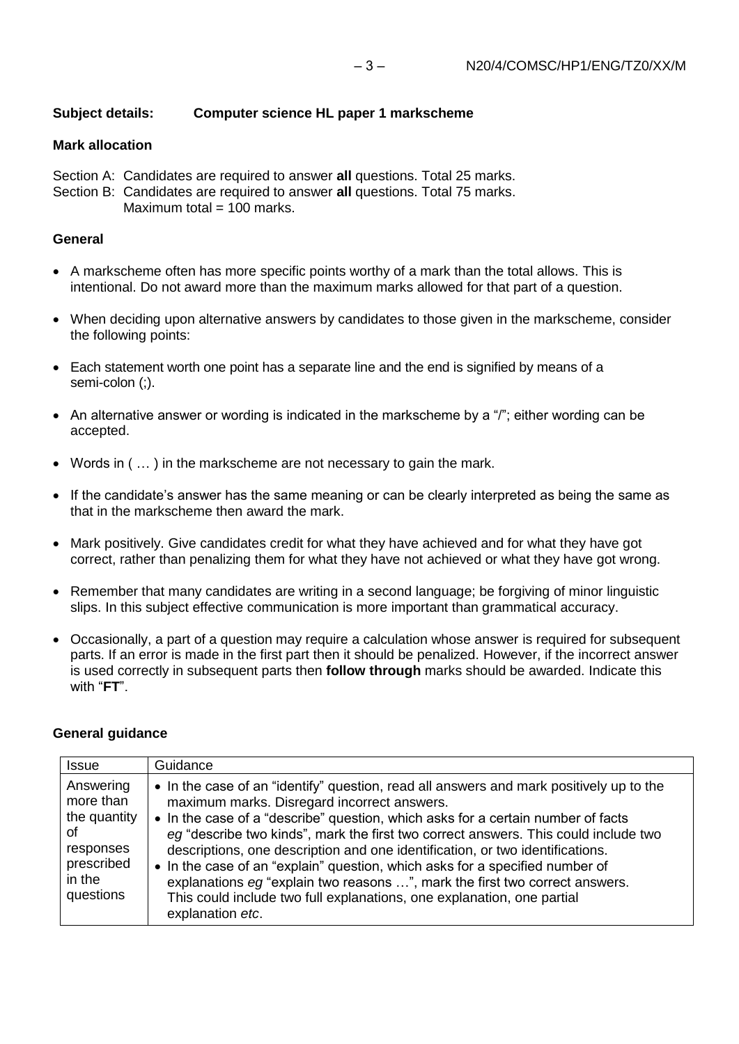**Subject details: Computer science HL paper 1 markscheme**

**Mark allocation**

Section A: Candidates are required to answer **all** questions. Total 25 marks.
Section B: Candidates are required to answer **all** questions. Total 75 marks.
Maximum total = 100 marks.

**General**

- A markscheme often has more specific points worthy of a mark than the total allows. This is intentional. Do not award more than the maximum marks allowed for that part of a question.
- When deciding upon alternative answers by candidates to those given in the markscheme, consider the following points:
- Each statement worth one point has a separate line and the end is signified by means of a semi-colon (;).
- An alternative answer or wording is indicated in the markscheme by a "/"; either wording can be accepted.
- Words in ( … ) in the markscheme are not necessary to gain the mark.
- If the candidate's answer has the same meaning or can be clearly interpreted as being the same as that in the markscheme then award the mark.
- Mark positively. Give candidates credit for what they have achieved and for what they have got correct, rather than penalizing them for what they have not achieved or what they have got wrong.
- Remember that many candidates are writing in a second language; be forgiving of minor linguistic slips. In this subject effective communication is more important than grammatical accuracy.
- Occasionally, a part of a question may require a calculation whose answer is required for subsequent parts. If an error is made in the first part then it should be penalized. However, if the incorrect answer is used correctly in subsequent parts then **follow through** marks should be awarded. Indicate this with "**FT**".

**General guidance**

| Issue | Guidance |
|---|---|
| Answering more than the quantity of responses prescribed in the questions | • In the case of an "identify" question, read all answers and mark positively up to the maximum marks. Disregard incorrect answers.<br>• In the case of a "describe" question, which asks for a certain number of facts *eg* "describe two kinds", mark the first two correct answers. This could include two descriptions, one description and one identification, or two identifications.<br>• In the case of an "explain" question, which asks for a specified number of explanations *eg* "explain two reasons …", mark the first two correct answers. This could include two full explanations, one explanation, one partial explanation *etc*. |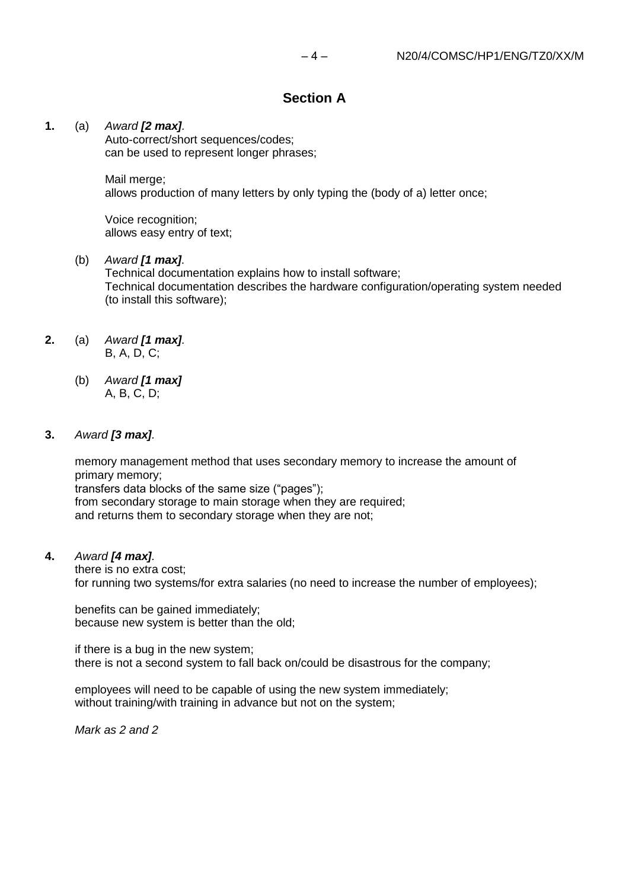## Section A

**1.** (a) *Award* ***[2 max]****.*

Auto-correct/short sequences/codes;
can be used to represent longer phrases;

Mail merge;
allows production of many letters by only typing the (body of a) letter once;

Voice recognition;
allows easy entry of text;

(b) *Award* ***[1 max]****.*

Technical documentation explains how to install software;
Technical documentation describes the hardware configuration/operating system needed (to install this software);

**2.** (a) *Award* ***[1 max]****.*

B, A, D, C;

(b) *Award* ***[1 max]***

A, B, C, D;

**3.** *Award* ***[3 max]****.*

memory management method that uses secondary memory to increase the amount of primary memory;
transfers data blocks of the same size ("pages");
from secondary storage to main storage when they are required;
and returns them to secondary storage when they are not;

**4.** *Award* ***[4 max]****.*

there is no extra cost;
for running two systems/for extra salaries (no need to increase the number of employees);

benefits can be gained immediately;
because new system is better than the old;

if there is a bug in the new system;
there is not a second system to fall back on/could be disastrous for the company;

employees will need to be capable of using the new system immediately;
without training/with training in advance but not on the system;

*Mark as 2 and 2*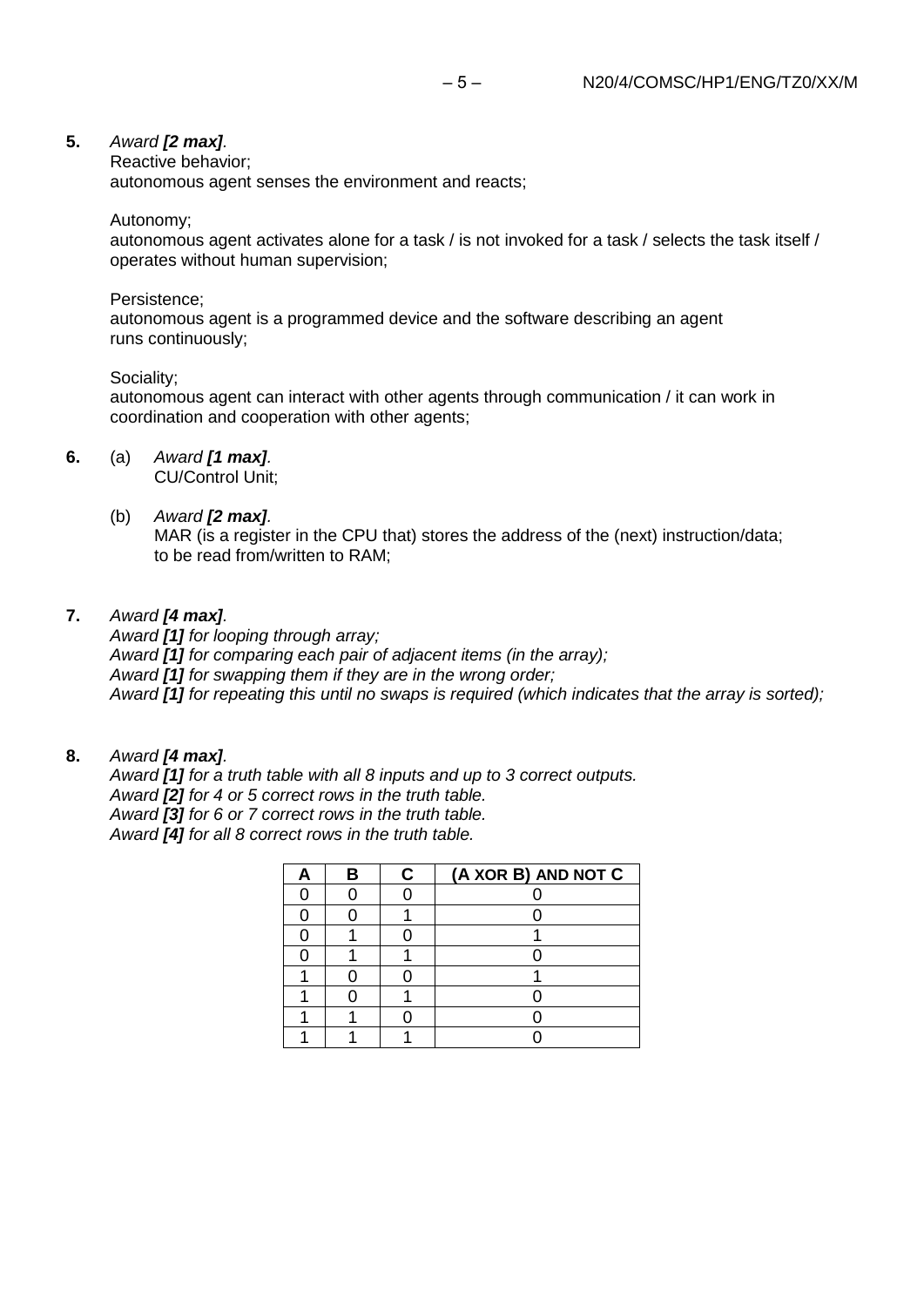**5.** *Award **[2 max]**.*

Reactive behavior;
autonomous agent senses the environment and reacts;

Autonomy;
autonomous agent activates alone for a task / is not invoked for a task / selects the task itself / operates without human supervision;

Persistence;
autonomous agent is a programmed device and the software describing an agent runs continuously;

Sociality;
autonomous agent can interact with other agents through communication / it can work in coordination and cooperation with other agents;

**6.** (a) *Award **[1 max]**.*
CU/Control Unit;

(b) *Award **[2 max]**.*
MAR (is a register in the CPU that) stores the address of the (next) instruction/data;
to be read from/written to RAM;

**7.** *Award **[4 max]**.*
*Award **[1]** for looping through array;*
*Award **[1]** for comparing each pair of adjacent items (in the array);*
*Award **[1]** for swapping them if they are in the wrong order;*
*Award **[1]** for repeating this until no swaps is required (which indicates that the array is sorted);*

**8.** *Award **[4 max]**.*
*Award **[1]** for a truth table with all 8 inputs and up to 3 correct outputs.*
*Award **[2]** for 4 or 5 correct rows in the truth table.*
*Award **[3]** for 6 or 7 correct rows in the truth table.*
*Award **[4]** for all 8 correct rows in the truth table.*

| A | B | C | (A XOR B) AND NOT C |
|---|---|---|---|
| 0 | 0 | 0 | 0 |
| 0 | 0 | 1 | 0 |
| 0 | 1 | 0 | 1 |
| 0 | 1 | 1 | 0 |
| 1 | 0 | 0 | 1 |
| 1 | 0 | 1 | 0 |
| 1 | 1 | 0 | 0 |
| 1 | 1 | 1 | 0 |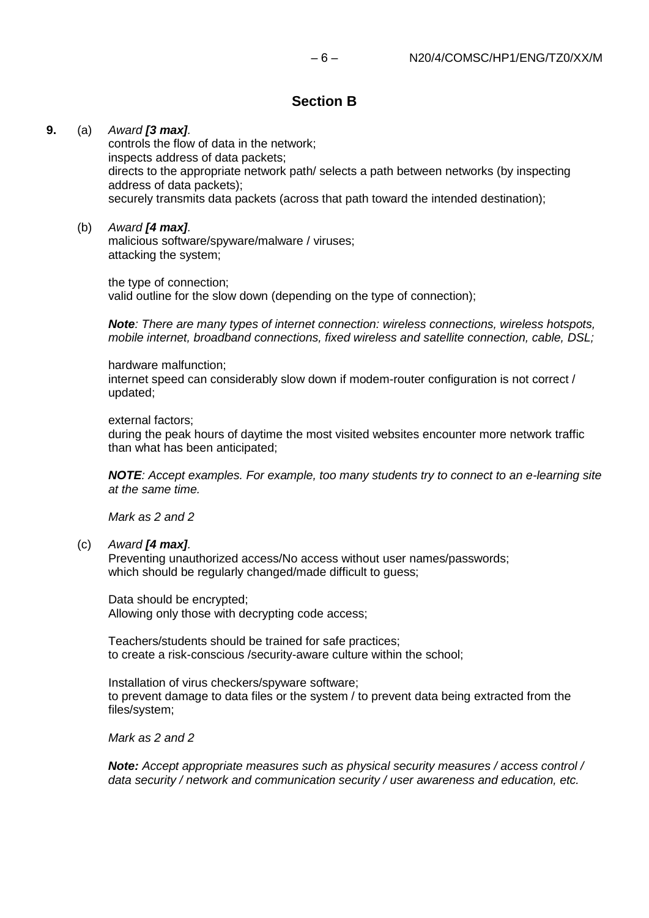## Section B

**9.** (a) *Award* ***[3 max]****.*

controls the flow of data in the network;
inspects address of data packets;
directs to the appropriate network path/ selects a path between networks (by inspecting address of data packets);
securely transmits data packets (across that path toward the intended destination);

(b) *Award* ***[4 max]****.*

malicious software/spyware/malware / viruses;
attacking the system;

the type of connection;
valid outline for the slow down (depending on the type of connection);

***Note****: There are many types of internet connection: wireless connections, wireless hotspots, mobile internet, broadband connections, fixed wireless and satellite connection, cable, DSL;*

hardware malfunction;
internet speed can considerably slow down if modem-router configuration is not correct / updated;

external factors;
during the peak hours of daytime the most visited websites encounter more network traffic than what has been anticipated;

***NOTE****: Accept examples. For example, too many students try to connect to an e-learning site at the same time.*

*Mark as 2 and 2*

(c) *Award* ***[4 max]****.*

Preventing unauthorized access/No access without user names/passwords;
which should be regularly changed/made difficult to guess;

Data should be encrypted;
Allowing only those with decrypting code access;

Teachers/students should be trained for safe practices;
to create a risk-conscious /security-aware culture within the school;

Installation of virus checkers/spyware software;
to prevent damage to data files or the system / to prevent data being extracted from the files/system;

*Mark as 2 and 2*

***Note:*** *Accept appropriate measures such as physical security measures / access control / data security / network and communication security / user awareness and education, etc.*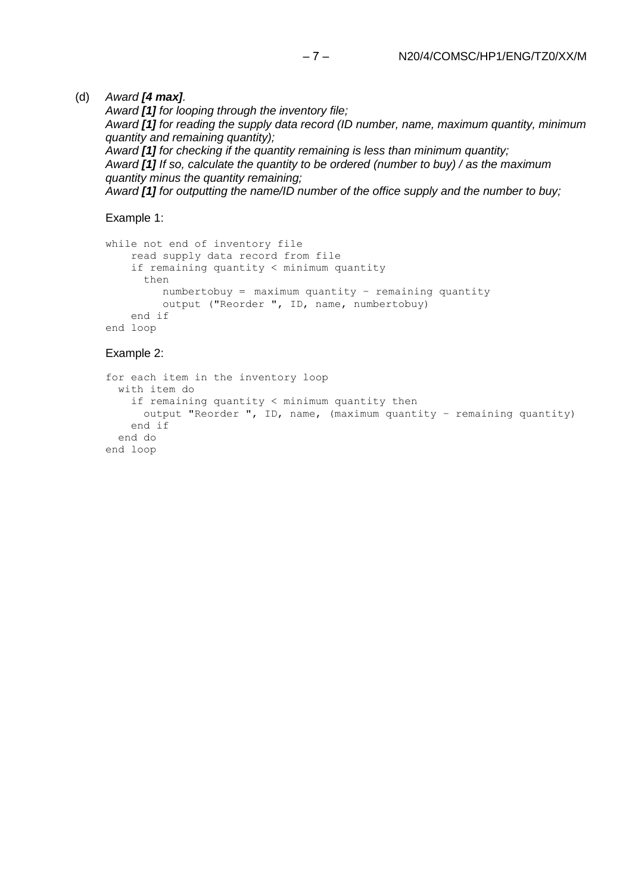(d) *Award **[4 max]**.*
*Award **[1]** for looping through the inventory file;*
*Award **[1]** for reading the supply data record (ID number, name, maximum quantity, minimum quantity and remaining quantity);*
*Award **[1]** for checking if the quantity remaining is less than minimum quantity;*
*Award **[1]** If so, calculate the quantity to be ordered (number to buy) / as the maximum quantity minus the quantity remaining;*
*Award **[1]** for outputting the name/ID number of the office supply and the number to buy;*

Example 1:

```
while not end of inventory file
    read supply data record from file
    if remaining quantity < minimum quantity
      then
         numbertobuy = maximum quantity – remaining quantity
         output ("Reorder ", ID, name, numbertobuy)
    end if
end loop
```

Example 2:

```
for each item in the inventory loop
  with item do
    if remaining quantity < minimum quantity then
      output "Reorder ", ID, name, (maximum quantity – remaining quantity)
    end if
  end do
end loop
```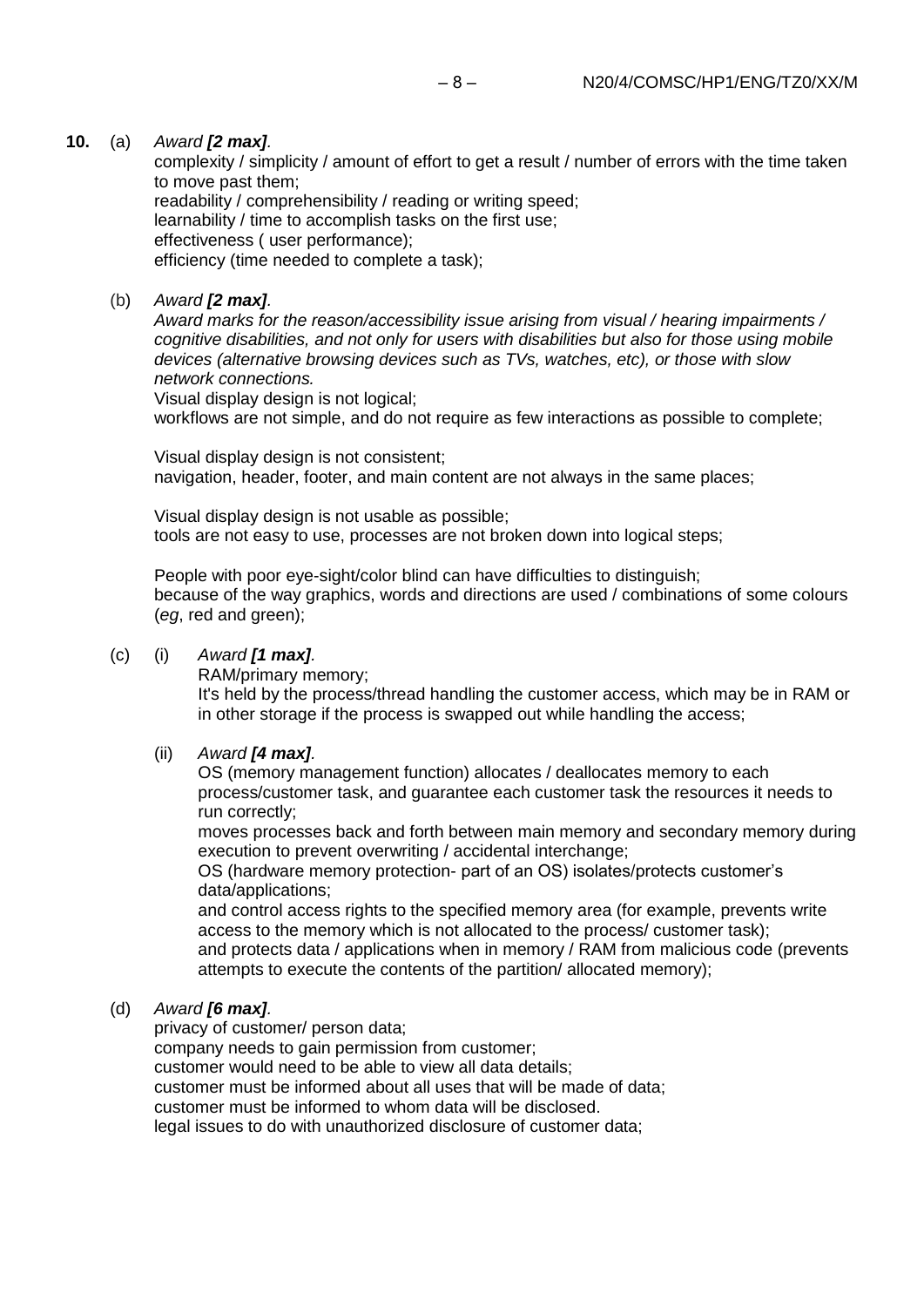**10.** (a) *Award **[2 max]**.*

complexity / simplicity / amount of effort to get a result / number of errors with the time taken to move past them;
readability / comprehensibility / reading or writing speed;
learnability / time to accomplish tasks on the first use;
effectiveness ( user performance);
efficiency (time needed to complete a task);

(b) *Award **[2 max]**.*

*Award marks for the reason/accessibility issue arising from visual / hearing impairments / cognitive disabilities, and not only for users with disabilities but also for those using mobile devices (alternative browsing devices such as TVs, watches, etc), or those with slow network connections.*

Visual display design is not logical;
workflows are not simple, and do not require as few interactions as possible to complete;

Visual display design is not consistent;
navigation, header, footer, and main content are not always in the same places;

Visual display design is not usable as possible;
tools are not easy to use, processes are not broken down into logical steps;

People with poor eye-sight/color blind can have difficulties to distinguish;
because of the way graphics, words and directions are used / combinations of some colours (*eg*, red and green);

(c) (i) *Award **[1 max]**.*

RAM/primary memory;
It's held by the process/thread handling the customer access, which may be in RAM or in other storage if the process is swapped out while handling the access;

(ii) *Award **[4 max]**.*

OS (memory management function) allocates / deallocates memory to each process/customer task, and guarantee each customer task the resources it needs to run correctly;
moves processes back and forth between main memory and secondary memory during execution to prevent overwriting / accidental interchange;
OS (hardware memory protection- part of an OS) isolates/protects customer's data/applications;
and control access rights to the specified memory area (for example, prevents write access to the memory which is not allocated to the process/ customer task);
and protects data / applications when in memory / RAM from malicious code (prevents attempts to execute the contents of the partition/ allocated memory);

(d) *Award **[6 max]**.*

privacy of customer/ person data;
company needs to gain permission from customer;
customer would need to be able to view all data details;
customer must be informed about all uses that will be made of data;
customer must be informed to whom data will be disclosed.
legal issues to do with unauthorized disclosure of customer data;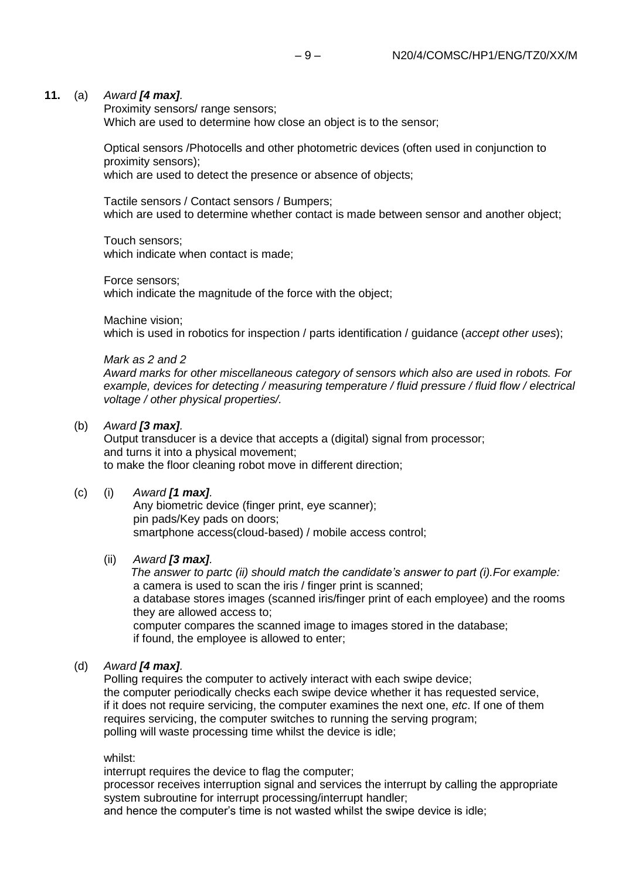**11.** (a) *Award **[4 max]**.*

Proximity sensors/ range sensors;
Which are used to determine how close an object is to the sensor;

Optical sensors /Photocells and other photometric devices (often used in conjunction to proximity sensors);
which are used to detect the presence or absence of objects;

Tactile sensors / Contact sensors / Bumpers;
which are used to determine whether contact is made between sensor and another object;

Touch sensors;
which indicate when contact is made;

Force sensors;
which indicate the magnitude of the force with the object;

Machine vision;
which is used in robotics for inspection / parts identification / guidance (*accept other uses*);

*Mark as 2 and 2*
*Award marks for other miscellaneous category of sensors which also are used in robots. For example, devices for detecting / measuring temperature / fluid pressure / fluid flow / electrical voltage / other physical properties/.*

(b) *Award **[3 max]**.*

Output transducer is a device that accepts a (digital) signal from processor;
and turns it into a physical movement;
to make the floor cleaning robot move in different direction;

(c) (i) *Award **[1 max]**.*

Any biometric device (finger print, eye scanner);
pin pads/Key pads on doors;
smartphone access(cloud-based) / mobile access control;

(ii) *Award **[3 max]**.*

*The answer to partc (ii) should match the candidate's answer to part (i).For example:*
a camera is used to scan the iris / finger print is scanned;
a database stores images (scanned iris/finger print of each employee) and the rooms they are allowed access to;
computer compares the scanned image to images stored in the database;
if found, the employee is allowed to enter;

(d) *Award **[4 max]**.*

Polling requires the computer to actively interact with each swipe device;
the computer periodically checks each swipe device whether it has requested service, if it does not require servicing, the computer examines the next one, *etc*. If one of them requires servicing, the computer switches to running the serving program;
polling will waste processing time whilst the device is idle;

whilst:
interrupt requires the device to flag the computer;
processor receives interruption signal and services the interrupt by calling the appropriate system subroutine for interrupt processing/interrupt handler;
and hence the computer's time is not wasted whilst the swipe device is idle;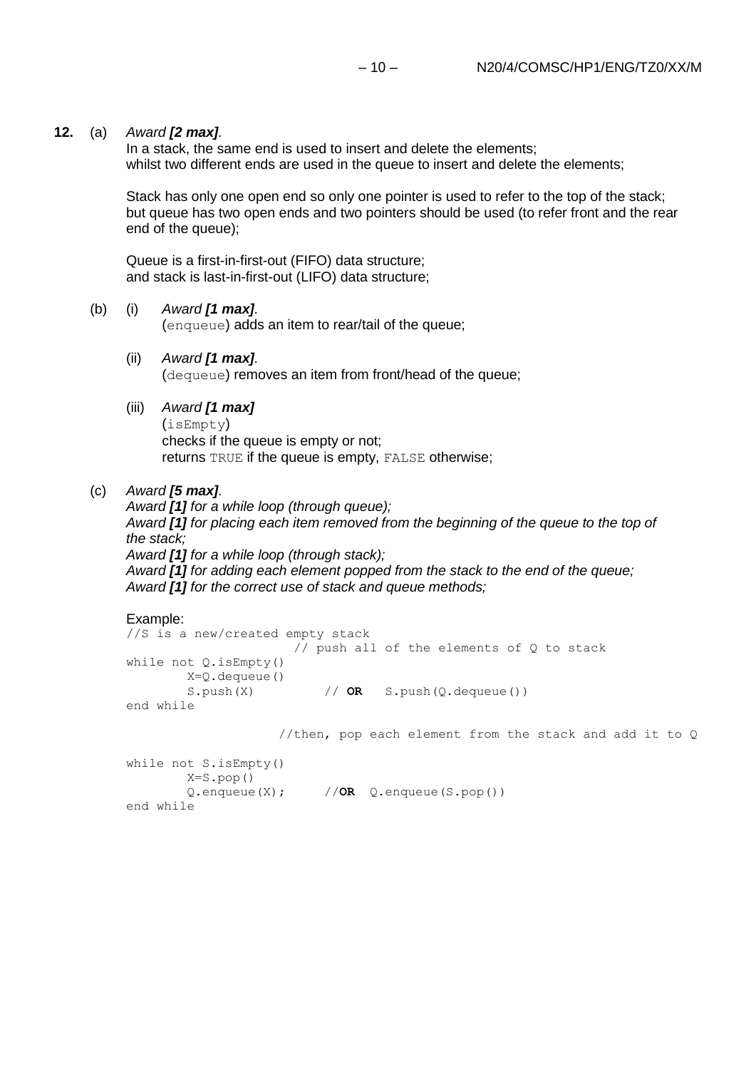**12.** (a) *Award **[2 max]**.*

In a stack, the same end is used to insert and delete the elements;
whilst two different ends are used in the queue to insert and delete the elements;

Stack has only one open end so only one pointer is used to refer to the top of the stack;
but queue has two open ends and two pointers should be used (to refer front and the rear end of the queue);

Queue is a first-in-first-out (FIFO) data structure;
and stack is last-in-first-out (LIFO) data structure;

(b) (i) *Award **[1 max]**.*

(`enqueue`) adds an item to rear/tail of the queue;

(ii) *Award **[1 max]**.*

(`dequeue`) removes an item from front/head of the queue;

(iii) *Award **[1 max]***

(`isEmpty`)
checks if the queue is empty or not;
returns `TRUE` if the queue is empty, `FALSE` otherwise;

(c) *Award **[5 max]**.*

*Award **[1]** for a while loop (through queue);*
*Award **[1]** for placing each item removed from the beginning of the queue to the top of the stack;*
*Award **[1]** for a while loop (through stack);*
*Award **[1]** for adding each element popped from the stack to the end of the queue;*
*Award **[1]** for the correct use of stack and queue methods;*

Example:

```
//S is a new/created empty stack
                      // push all of the elements of Q to stack
while not Q.isEmpty()
        X=Q.dequeue()
        S.push(X)         // OR   S.push(Q.dequeue())
end while

                    //then, pop each element from the stack and add it to Q

while not S.isEmpty()
        X=S.pop()
        Q.enqueue(X);     //OR  Q.enqueue(S.pop())
end while
```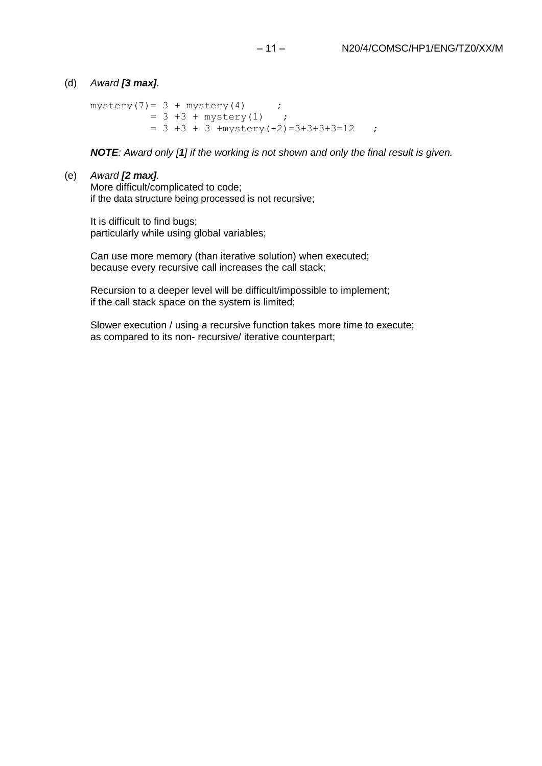(d) *Award **[3 max]**.*

```
mystery(7)= 3 + mystery(4)     ;
          = 3 +3 + mystery(1)   ;
          = 3 +3 + 3 +mystery(-2)=3+3+3+3=12   ;
```

***NOTE**: Award only [**1**] if the working is not shown and only the final result is given.*

(e) *Award **[2 max]**.*

More difficult/complicated to code;
if the data structure being processed is not recursive;

It is difficult to find bugs;
particularly while using global variables;

Can use more memory (than iterative solution) when executed;
because every recursive call increases the call stack;

Recursion to a deeper level will be difficult/impossible to implement;
if the call stack space on the system is limited;

Slower execution / using a recursive function takes more time to execute;
as compared to its non- recursive/ iterative counterpart;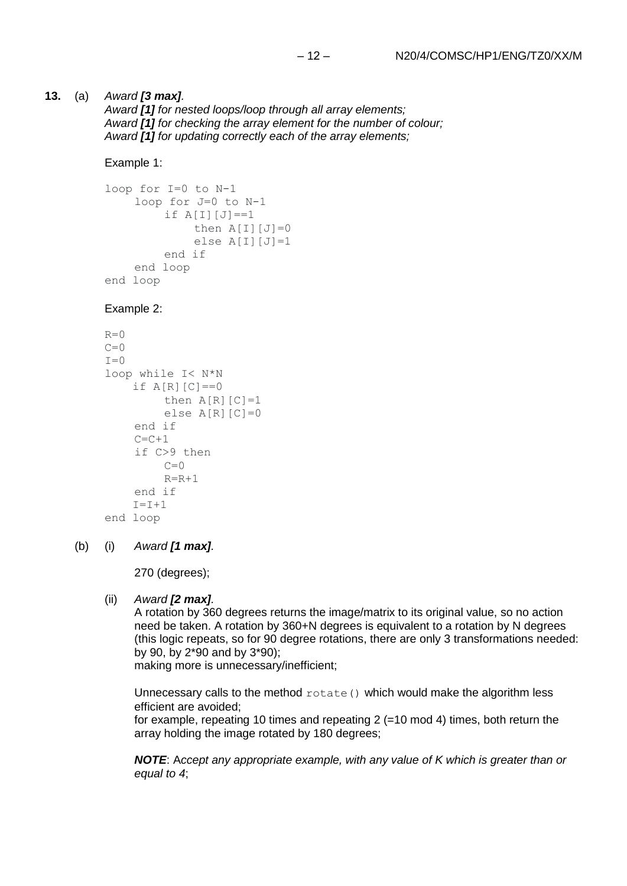**13.** (a) *Award **[3 max]**.*
*Award **[1]** for nested loops/loop through all array elements;*
*Award **[1]** for checking the array element for the number of colour;*
*Award **[1]** for updating correctly each of the array elements;*

Example 1:

```
loop for I=0 to N-1
    loop for J=0 to N-1
        if A[I][J]==1
            then A[I][J]=0
            else A[I][J]=1
        end if
    end loop
end loop
```

Example 2:

```
R=0
C=0
I=0
loop while I< N*N
    if A[R][C]==0
        then A[R][C]=1
        else A[R][C]=0
    end if
    C=C+1
    if C>9 then
        C=0
        R=R+1
    end if
    I=I+1
end loop
```

(b) (i) *Award **[1 max]**.*

270 (degrees);

(ii) *Award **[2 max]**.*

A rotation by 360 degrees returns the image/matrix to its original value, so no action need be taken. A rotation by 360+N degrees is equivalent to a rotation by N degrees (this logic repeats, so for 90 degree rotations, there are only 3 transformations needed: by 90, by 2*90 and by 3*90);
making more is unnecessary/inefficient;

Unnecessary calls to the method `rotate()` which would make the algorithm less efficient are avoided;
for example, repeating 10 times and repeating 2 (=10 mod 4) times, both return the array holding the image rotated by 180 degrees;

***NOTE**: Accept any appropriate example, with any value of K which is greater than or equal to 4*;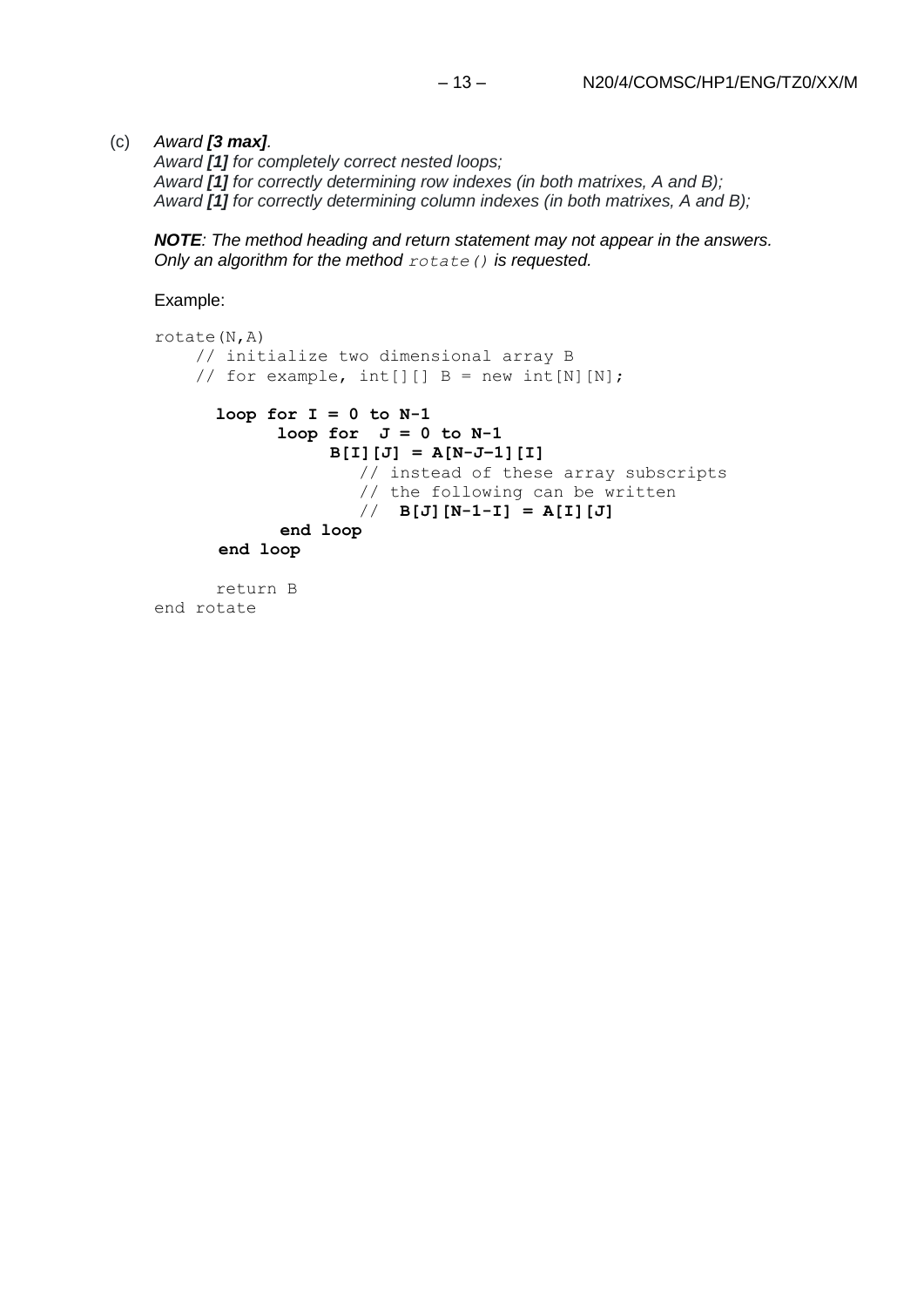(c) *Award **[3 max]**.*
*Award **[1]** for completely correct nested loops;*
*Award **[1]** for correctly determining row indexes (in both matrixes, A and B);*
*Award **[1]** for correctly determining column indexes (in both matrixes, A and B);*

***NOTE**: The method heading and return statement may not appear in the answers. Only an algorithm for the method `rotate()` is requested.*

Example:

```
rotate(N,A)
    // initialize two dimensional array B
    // for example, int[][] B = new int[N][N];

      loop for I = 0 to N-1
            loop for  J = 0 to N-1
                 B[I][J] = A[N-J-1][I]
                    // instead of these array subscripts
                    // the following can be written
                    //  B[J][N-1-I] = A[I][J]
            end loop
      end loop

      return B
end rotate
```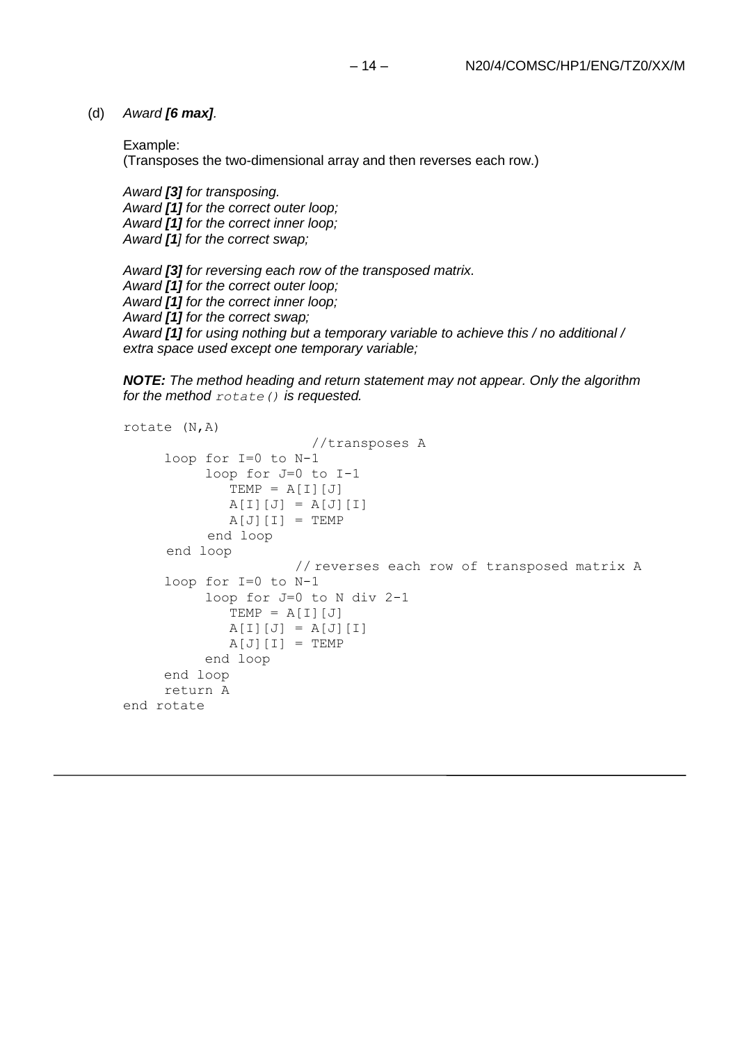(d) *Award **[6 max]**.*

Example:
(Transposes the two-dimensional array and then reverses each row.)

*Award **[3]** for transposing.*
*Award **[1]** for the correct outer loop;*
*Award **[1]** for the correct inner loop;*
*Award **[1]** for the correct swap;*

*Award **[3]** for reversing each row of the transposed matrix.*
*Award **[1]** for the correct outer loop;*
*Award **[1]** for the correct inner loop;*
*Award **[1]** for the correct swap;*
*Award **[1]** for using nothing but a temporary variable to achieve this / no additional / extra space used except one temporary variable;*

***NOTE:** The method heading and return statement may not appear. Only the algorithm for the method `rotate()` is requested.*

```
rotate (N,A)
                    //transposes A
     loop for I=0 to N-1
          loop for J=0 to I-1
             TEMP = A[I][J]
             A[I][J] = A[J][I]
             A[J][I] = TEMP
          end loop
     end loop
                    // reverses each row of transposed matrix A
     loop for I=0 to N-1
          loop for J=0 to N div 2-1
             TEMP = A[I][J]
             A[I][J] = A[J][I]
             A[J][I] = TEMP
          end loop
     end loop
     return A
end rotate
```